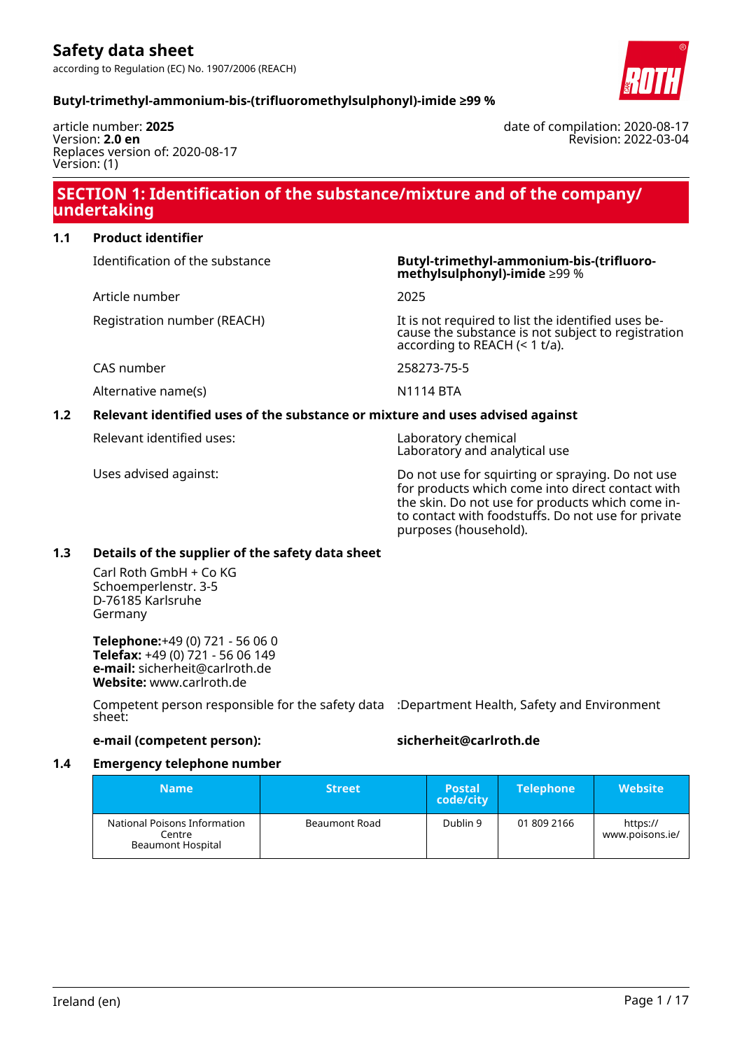# Safety data sheet

according to Regulation (EC) No. 1907/2006 (REACH)

**Butyl-trimethyl-ammonium-bis-(trifluoromethylsulphonyl)-imide ≥99 %**

article number: **2025**
Version: **2.0 en**
Replaces version of: 2020-08-17
Version: (1)

date of compilation: 2020-08-17
Revision: 2022-03-04

## SECTION 1: Identification of the substance/mixture and of the company/undertaking

### 1.1 Product identifier

| | |
|---|---|
| Identification of the substance | **Butyl-trimethyl-ammonium-bis-(trifluoromethylsulphonyl)-imide** ≥99 % |
| Article number | 2025 |
| Registration number (REACH) | It is not required to list the identified uses because the substance is not subject to registration according to REACH (< 1 t/a). |
| CAS number | 258273-75-5 |
| Alternative name(s) | N1114 BTA |

### 1.2 Relevant identified uses of the substance or mixture and uses advised against

| | |
|---|---|
| Relevant identified uses: | Laboratory chemical<br>Laboratory and analytical use |
| Uses advised against: | Do not use for squirting or spraying. Do not use for products which come into direct contact with the skin. Do not use for products which come into contact with foodstuffs. Do not use for private purposes (household). |

### 1.3 Details of the supplier of the safety data sheet

Carl Roth GmbH + Co KG
Schoemperlenstr. 3-5
D-76185 Karlsruhe
Germany

**Telephone:**+49 (0) 721 - 56 06 0
**Telefax:** +49 (0) 721 - 56 06 149
**e-mail:** sicherheit@carlroth.de
**Website:** www.carlroth.de

Competent person responsible for the safety data sheet: :Department Health, Safety and Environment

**e-mail (competent person):** **sicherheit@carlroth.de**

### 1.4 Emergency telephone number

| Name | Street | Postal code/city | Telephone | Website |
|---|---|---|---|---|
| National Poisons Information Centre Beaumont Hospital | Beaumont Road | Dublin 9 | 01 809 2166 | https://www.poisons.ie/ |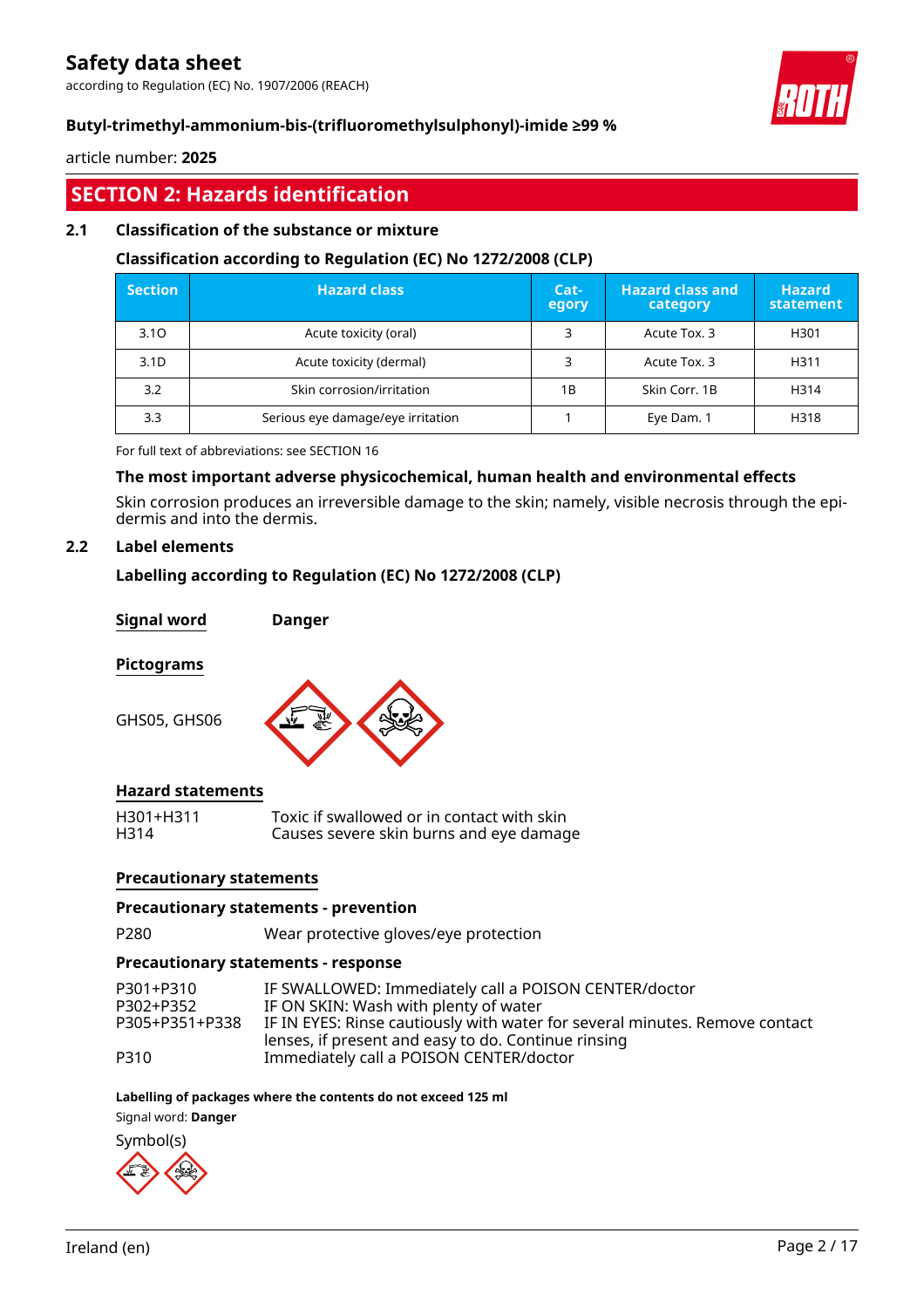## SECTION 2: Hazards identification

### 2.1 Classification of the substance or mixture

**Classification according to Regulation (EC) No 1272/2008 (CLP)**

| Section | Hazard class | Category | Hazard class and category | Hazard statement |
|---|---|---|---|---|
| 3.1O | Acute toxicity (oral) | 3 | Acute Tox. 3 | H301 |
| 3.1D | Acute toxicity (dermal) | 3 | Acute Tox. 3 | H311 |
| 3.2 | Skin corrosion/irritation | 1B | Skin Corr. 1B | H314 |
| 3.3 | Serious eye damage/eye irritation | 1 | Eye Dam. 1 | H318 |

For full text of abbreviations: see SECTION 16

**The most important adverse physicochemical, human health and environmental effects**

Skin corrosion produces an irreversible damage to the skin; namely, visible necrosis through the epidermis and into the dermis.

### 2.2 Label elements

**Labelling according to Regulation (EC) No 1272/2008 (CLP)**

**Signal word** **Danger**

**Pictograms**

GHS05, GHS06

**Hazard statements**

H301+H311 Toxic if swallowed or in contact with skin
H314 Causes severe skin burns and eye damage

**Precautionary statements**

**Precautionary statements - prevention**

P280 Wear protective gloves/eye protection

**Precautionary statements - response**

P301+P310 IF SWALLOWED: Immediately call a POISON CENTER/doctor
P302+P352 IF ON SKIN: Wash with plenty of water
P305+P351+P338 IF IN EYES: Rinse cautiously with water for several minutes. Remove contact lenses, if present and easy to do. Continue rinsing
P310 Immediately call a POISON CENTER/doctor

**Labelling of packages where the contents do not exceed 125 ml**

Signal word: **Danger**

Symbol(s)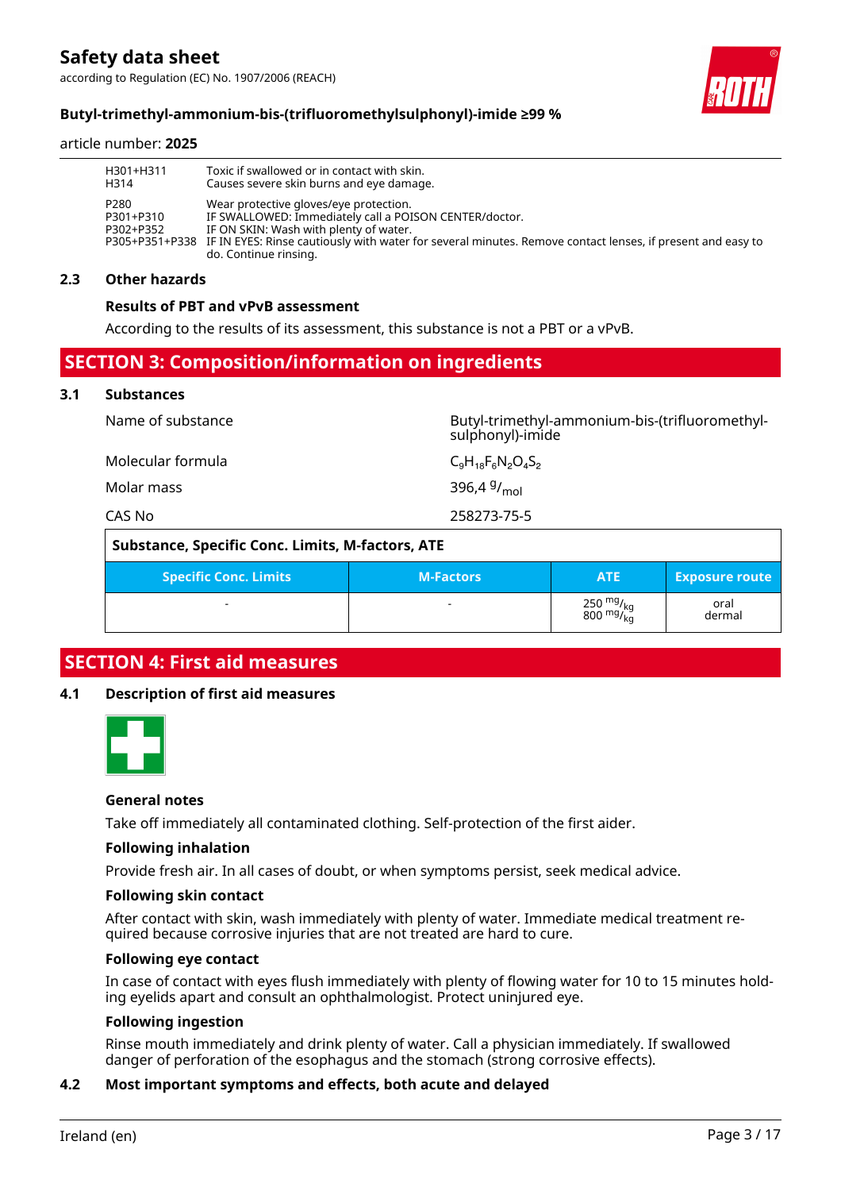| | |
|---|---|
| H301+H311 | Toxic if swallowed or in contact with skin. |
| H314 | Causes severe skin burns and eye damage. |
| P280 | Wear protective gloves/eye protection. |
| P301+P310 | IF SWALLOWED: Immediately call a POISON CENTER/doctor. |
| P302+P352 | IF ON SKIN: Wash with plenty of water. |
| P305+P351+P338 | IF IN EYES: Rinse cautiously with water for several minutes. Remove contact lenses, if present and easy to do. Continue rinsing. |

### 2.3 Other hazards

**Results of PBT and vPvB assessment**

According to the results of its assessment, this substance is not a PBT or a vPvB.

## SECTION 3: Composition/information on ingredients

### 3.1 Substances

| | |
|---|---|
| Name of substance | Butyl-trimethyl-ammonium-bis-(trifluoromethyl-sulphonyl)-imide |
| Molecular formula | $C_9H_{18}F_6N_2O_4S_2$ |
| Molar mass | 396,4 $^{g}/_{mol}$ |
| CAS No | 258273-75-5 |

**Substance, Specific Conc. Limits, M-factors, ATE**

| Specific Conc. Limits | M-Factors | ATE | Exposure route |
|---|---|---|---|
| - | - | 250 $^{mg}/_{kg}$<br>800 $^{mg}/_{kg}$ | oral<br>dermal |

## SECTION 4: First aid measures

### 4.1 Description of first aid measures

**General notes**

Take off immediately all contaminated clothing. Self-protection of the first aider.

**Following inhalation**

Provide fresh air. In all cases of doubt, or when symptoms persist, seek medical advice.

**Following skin contact**

After contact with skin, wash immediately with plenty of water. Immediate medical treatment required because corrosive injuries that are not treated are hard to cure.

**Following eye contact**

In case of contact with eyes flush immediately with plenty of flowing water for 10 to 15 minutes holding eyelids apart and consult an ophthalmologist. Protect uninjured eye.

**Following ingestion**

Rinse mouth immediately and drink plenty of water. Call a physician immediately. If swallowed danger of perforation of the esophagus and the stomach (strong corrosive effects).

### 4.2 Most important symptoms and effects, both acute and delayed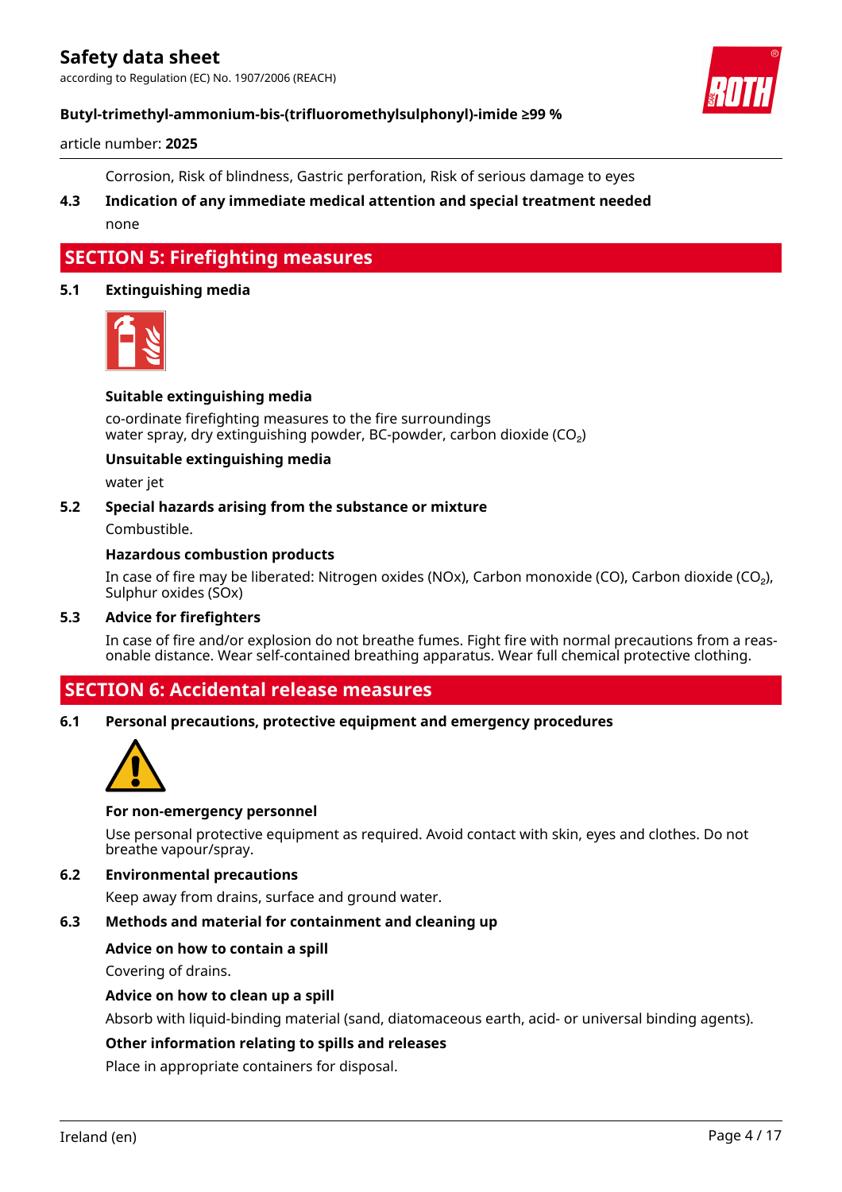Corrosion, Risk of blindness, Gastric perforation, Risk of serious damage to eyes

### 4.3 Indication of any immediate medical attention and special treatment needed

none

## SECTION 5: Firefighting measures

### 5.1 Extinguishing media

#### Suitable extinguishing media

co-ordinate firefighting measures to the fire surroundings
water spray, dry extinguishing powder, BC-powder, carbon dioxide ($CO_2$)

#### Unsuitable extinguishing media

water jet

### 5.2 Special hazards arising from the substance or mixture

Combustible.

#### Hazardous combustion products

In case of fire may be liberated: Nitrogen oxides (NOx), Carbon monoxide (CO), Carbon dioxide ($CO_2$), Sulphur oxides (SOx)

### 5.3 Advice for firefighters

In case of fire and/or explosion do not breathe fumes. Fight fire with normal precautions from a reasonable distance. Wear self-contained breathing apparatus. Wear full chemical protective clothing.

## SECTION 6: Accidental release measures

### 6.1 Personal precautions, protective equipment and emergency procedures

#### For non-emergency personnel

Use personal protective equipment as required. Avoid contact with skin, eyes and clothes. Do not breathe vapour/spray.

### 6.2 Environmental precautions

Keep away from drains, surface and ground water.

### 6.3 Methods and material for containment and cleaning up

#### Advice on how to contain a spill

Covering of drains.

#### Advice on how to clean up a spill

Absorb with liquid-binding material (sand, diatomaceous earth, acid- or universal binding agents).

#### Other information relating to spills and releases

Place in appropriate containers for disposal.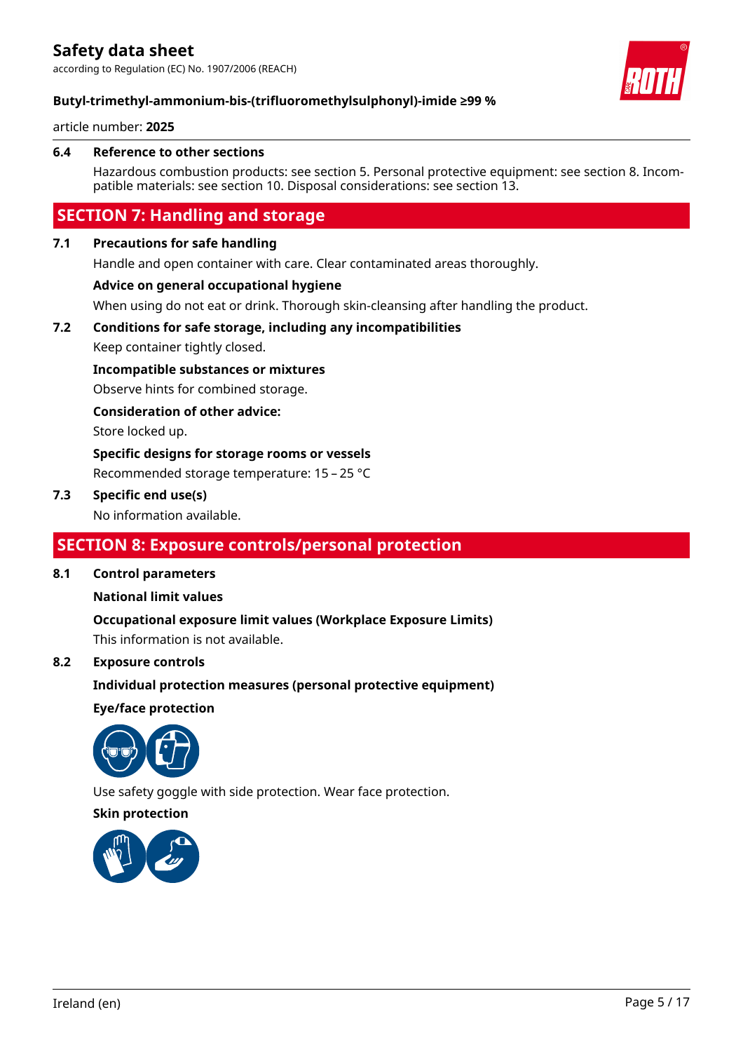### 6.4 Reference to other sections

Hazardous combustion products: see section 5. Personal protective equipment: see section 8. Incompatible materials: see section 10. Disposal considerations: see section 13.

## SECTION 7: Handling and storage

### 7.1 Precautions for safe handling

Handle and open container with care. Clear contaminated areas thoroughly.

**Advice on general occupational hygiene**

When using do not eat or drink. Thorough skin-cleansing after handling the product.

### 7.2 Conditions for safe storage, including any incompatibilities

Keep container tightly closed.

**Incompatible substances or mixtures**

Observe hints for combined storage.

**Consideration of other advice:**

Store locked up.

**Specific designs for storage rooms or vessels**

Recommended storage temperature: 15 – 25 °C

### 7.3 Specific end use(s)

No information available.

## SECTION 8: Exposure controls/personal protection

### 8.1 Control parameters

**National limit values**

**Occupational exposure limit values (Workplace Exposure Limits)**

This information is not available.

### 8.2 Exposure controls

**Individual protection measures (personal protective equipment)**

**Eye/face protection**

Use safety goggle with side protection. Wear face protection.

**Skin protection**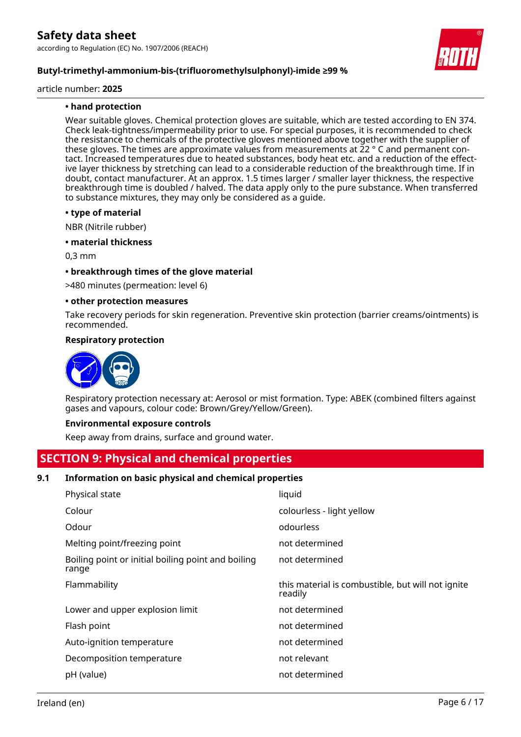**• hand protection**

Wear suitable gloves. Chemical protection gloves are suitable, which are tested according to EN 374. Check leak-tightness/impermeability prior to use. For special purposes, it is recommended to check the resistance to chemicals of the protective gloves mentioned above together with the supplier of these gloves. The times are approximate values from measurements at 22 ° C and permanent contact. Increased temperatures due to heated substances, body heat etc. and a reduction of the effective layer thickness by stretching can lead to a considerable reduction of the breakthrough time. If in doubt, contact manufacturer. At an approx. 1.5 times larger / smaller layer thickness, the respective breakthrough time is doubled / halved. The data apply only to the pure substance. When transferred to substance mixtures, they may only be considered as a guide.

**• type of material**

NBR (Nitrile rubber)

**• material thickness**

0,3 mm

**• breakthrough times of the glove material**

>480 minutes (permeation: level 6)

**• other protection measures**

Take recovery periods for skin regeneration. Preventive skin protection (barrier creams/ointments) is recommended.

**Respiratory protection**

Respiratory protection necessary at: Aerosol or mist formation. Type: ABEK (combined filters against gases and vapours, colour code: Brown/Grey/Yellow/Green).

**Environmental exposure controls**

Keep away from drains, surface and ground water.

## SECTION 9: Physical and chemical properties

### 9.1 Information on basic physical and chemical properties

| Property | Value |
|---|---|
| Physical state | liquid |
| Colour | colourless - light yellow |
| Odour | odourless |
| Melting point/freezing point | not determined |
| Boiling point or initial boiling point and boiling range | not determined |
| Flammability | this material is combustible, but will not ignite readily |
| Lower and upper explosion limit | not determined |
| Flash point | not determined |
| Auto-ignition temperature | not determined |
| Decomposition temperature | not relevant |
| pH (value) | not determined |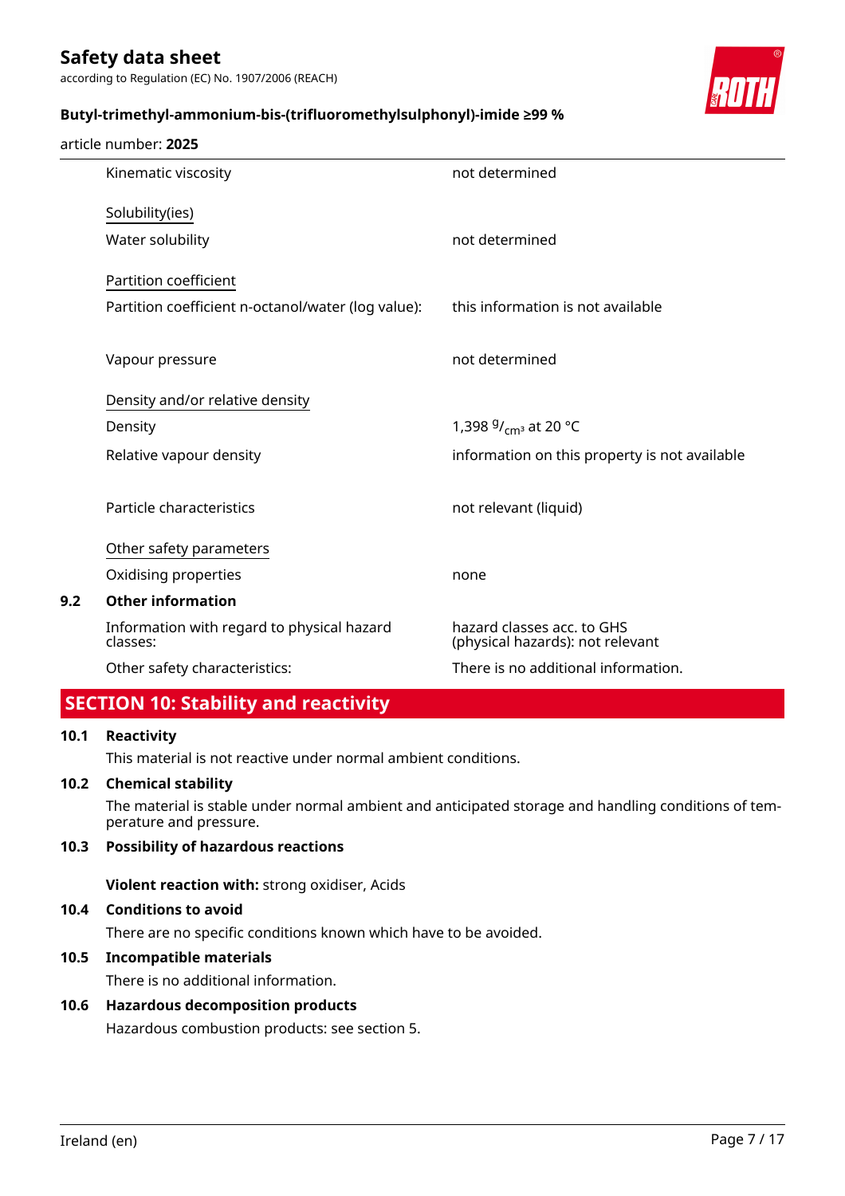| | |
|---|---|
| Kinematic viscosity | not determined |
| <u>Solubility(ies)</u> | |
| Water solubility | not determined |
| <u>Partition coefficient</u> | |
| Partition coefficient n-octanol/water (log value): | this information is not available |
| Vapour pressure | not determined |
| <u>Density and/or relative density</u> | |
| Density | 1,398 $^{g}/_{cm^3}$ at 20 °C |
| Relative vapour density | information on this property is not available |
| Particle characteristics | not relevant (liquid) |
| <u>Other safety parameters</u> | |
| Oxidising properties | none |

### 9.2 Other information

| | |
|---|---|
| Information with regard to physical hazard classes: | hazard classes acc. to GHS (physical hazards): not relevant |
| Other safety characteristics: | There is no additional information. |

## SECTION 10: Stability and reactivity

### 10.1 Reactivity

This material is not reactive under normal ambient conditions.

### 10.2 Chemical stability

The material is stable under normal ambient and anticipated storage and handling conditions of temperature and pressure.

### 10.3 Possibility of hazardous reactions

**Violent reaction with:** strong oxidiser, Acids

### 10.4 Conditions to avoid

There are no specific conditions known which have to be avoided.

### 10.5 Incompatible materials

There is no additional information.

### 10.6 Hazardous decomposition products

Hazardous combustion products: see section 5.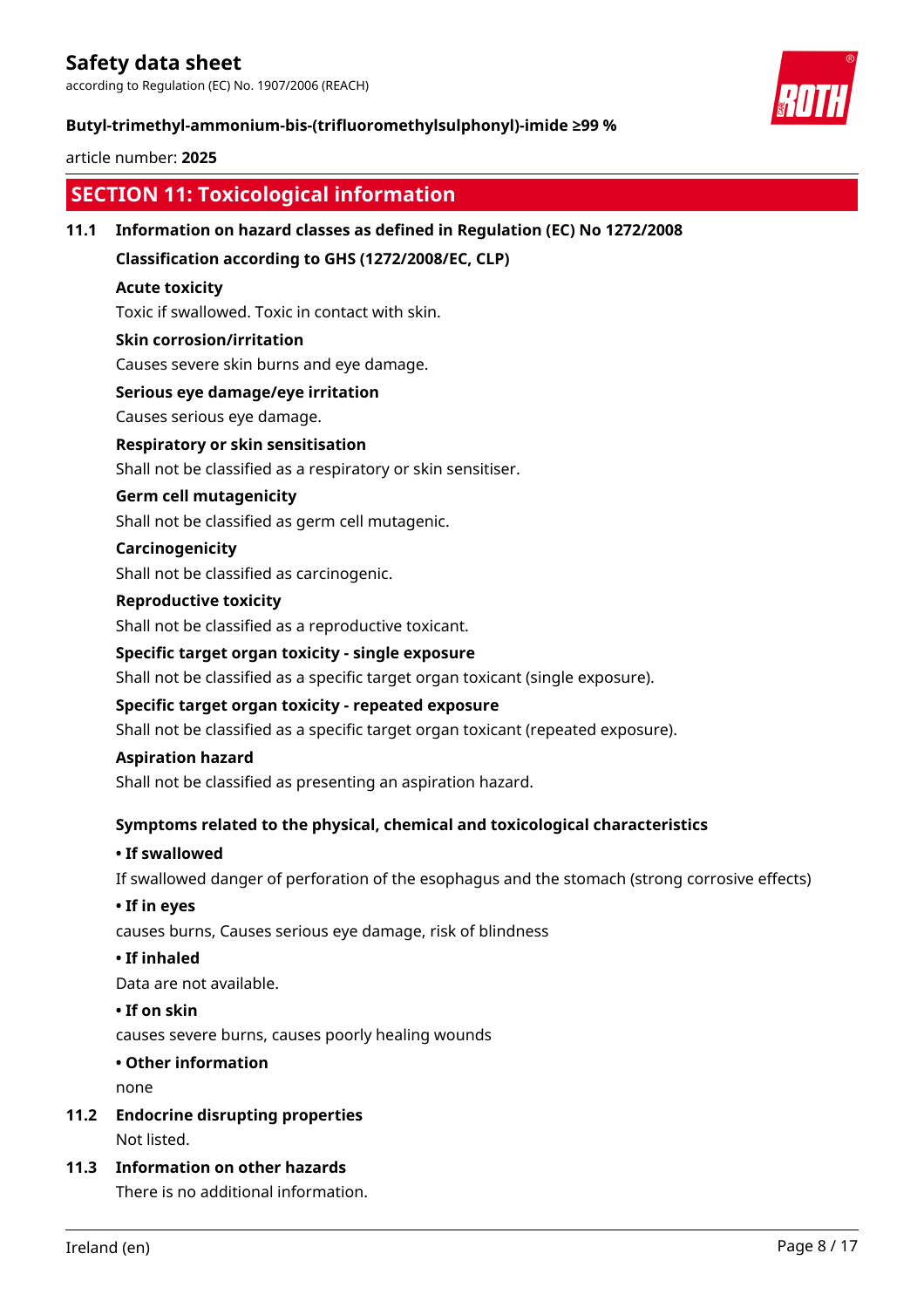## SECTION 11: Toxicological information

### 11.1 Information on hazard classes as defined in Regulation (EC) No 1272/2008

**Classification according to GHS (1272/2008/EC, CLP)**

**Acute toxicity**

Toxic if swallowed. Toxic in contact with skin.

**Skin corrosion/irritation**

Causes severe skin burns and eye damage.

**Serious eye damage/eye irritation**

Causes serious eye damage.

**Respiratory or skin sensitisation**

Shall not be classified as a respiratory or skin sensitiser.

**Germ cell mutagenicity**

Shall not be classified as germ cell mutagenic.

**Carcinogenicity**

Shall not be classified as carcinogenic.

**Reproductive toxicity**

Shall not be classified as a reproductive toxicant.

**Specific target organ toxicity - single exposure**

Shall not be classified as a specific target organ toxicant (single exposure).

**Specific target organ toxicity - repeated exposure**

Shall not be classified as a specific target organ toxicant (repeated exposure).

**Aspiration hazard**

Shall not be classified as presenting an aspiration hazard.

**Symptoms related to the physical, chemical and toxicological characteristics**

**• If swallowed**

If swallowed danger of perforation of the esophagus and the stomach (strong corrosive effects)

**• If in eyes**

causes burns, Causes serious eye damage, risk of blindness

**• If inhaled**

Data are not available.

**• If on skin**

causes severe burns, causes poorly healing wounds

**• Other information**

none

### 11.2 Endocrine disrupting properties

Not listed.

### 11.3 Information on other hazards

There is no additional information.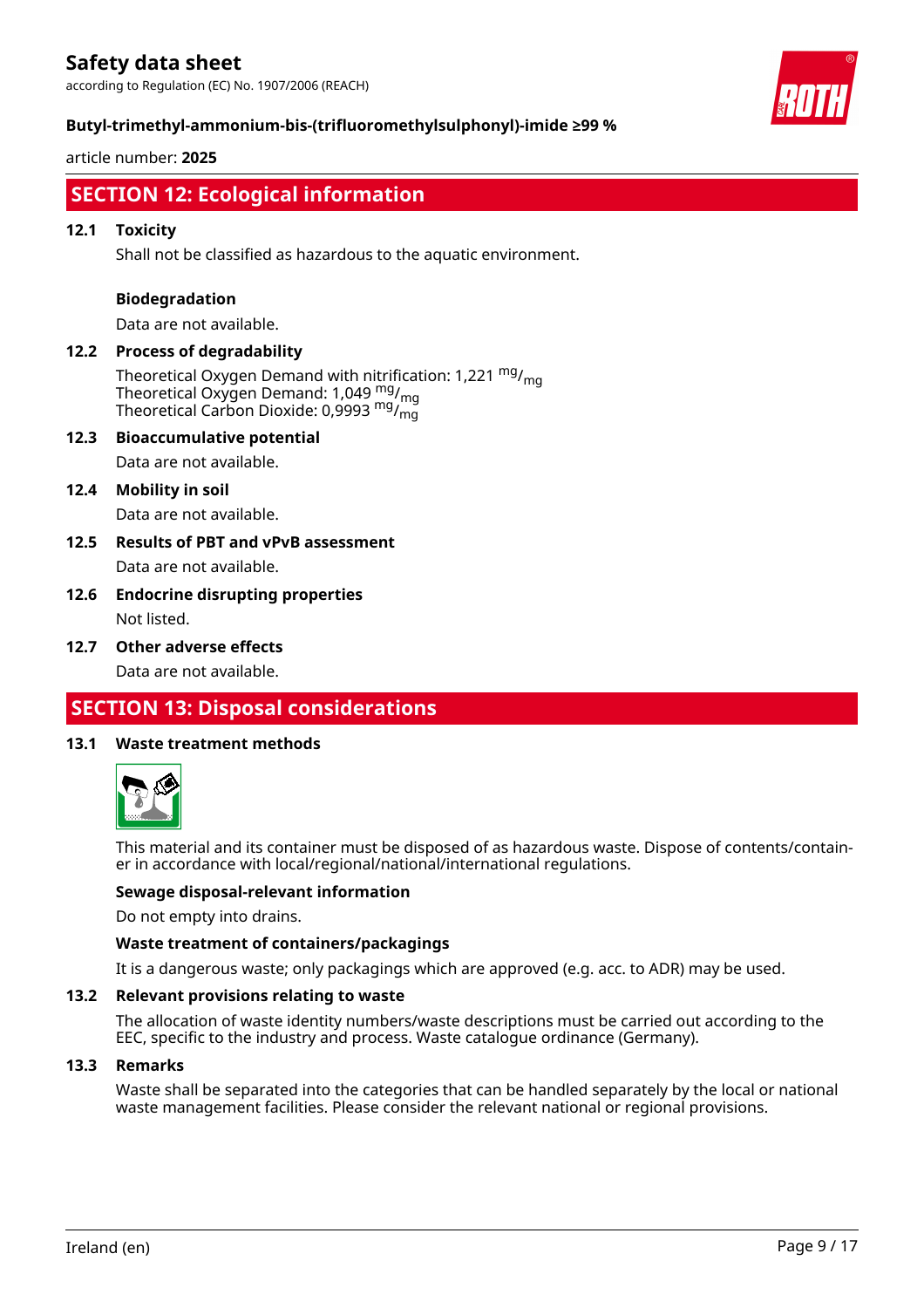## SECTION 12: Ecological information

### 12.1 Toxicity

Shall not be classified as hazardous to the aquatic environment.

**Biodegradation**

Data are not available.

### 12.2 Process of degradability

Theoretical Oxygen Demand with nitrification: 1,221 $^{mg}/_{mg}$
Theoretical Oxygen Demand: 1,049 $^{mg}/_{mg}$
Theoretical Carbon Dioxide: 0,9993 $^{mg}/_{mg}$

### 12.3 Bioaccumulative potential

Data are not available.

### 12.4 Mobility in soil

Data are not available.

### 12.5 Results of PBT and vPvB assessment

Data are not available.

### 12.6 Endocrine disrupting properties

Not listed.

### 12.7 Other adverse effects

Data are not available.

## SECTION 13: Disposal considerations

### 13.1 Waste treatment methods

This material and its container must be disposed of as hazardous waste. Dispose of contents/container in accordance with local/regional/national/international regulations.

**Sewage disposal-relevant information**

Do not empty into drains.

**Waste treatment of containers/packagings**

It is a dangerous waste; only packagings which are approved (e.g. acc. to ADR) may be used.

### 13.2 Relevant provisions relating to waste

The allocation of waste identity numbers/waste descriptions must be carried out according to the EEC, specific to the industry and process. Waste catalogue ordinance (Germany).

### 13.3 Remarks

Waste shall be separated into the categories that can be handled separately by the local or national waste management facilities. Please consider the relevant national or regional provisions.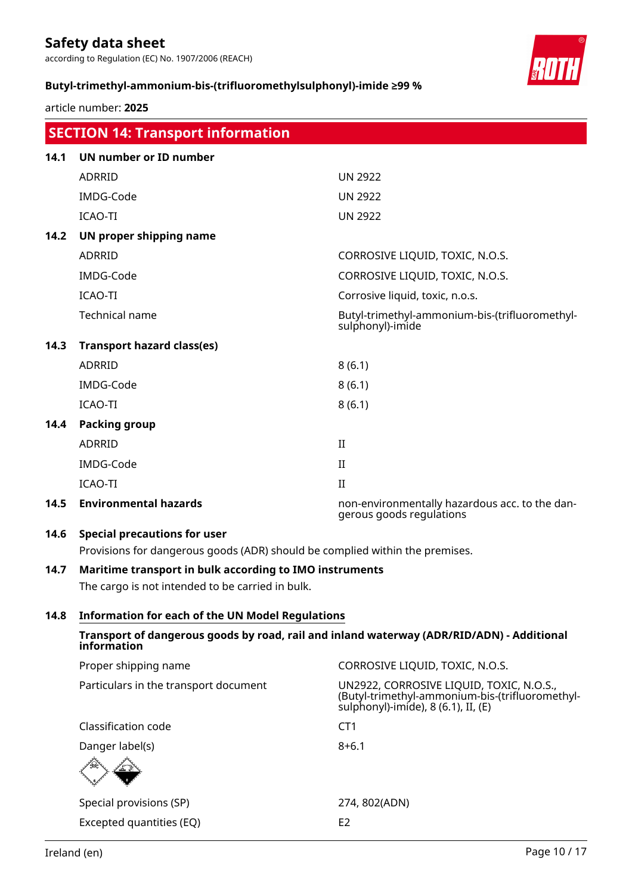## SECTION 14: Transport information

### 14.1 UN number or ID number

| | |
|---|---|
| ADRRID | UN 2922 |
| IMDG-Code | UN 2922 |
| ICAO-TI | UN 2922 |

### 14.2 UN proper shipping name

| | |
|---|---|
| ADRRID | CORROSIVE LIQUID, TOXIC, N.O.S. |
| IMDG-Code | CORROSIVE LIQUID, TOXIC, N.O.S. |
| ICAO-TI | Corrosive liquid, toxic, n.o.s. |
| Technical name | Butyl-trimethyl-ammonium-bis-(trifluoromethyl-sulphonyl)-imide |

### 14.3 Transport hazard class(es)

| | |
|---|---|
| ADRRID | 8 (6.1) |
| IMDG-Code | 8 (6.1) |
| ICAO-TI | 8 (6.1) |

### 14.4 Packing group

| | |
|---|---|
| ADRRID | II |
| IMDG-Code | II |
| ICAO-TI | II |

### 14.5 Environmental hazards

non-environmentally hazardous acc. to the dangerous goods regulations

### 14.6 Special precautions for user

Provisions for dangerous goods (ADR) should be complied within the premises.

### 14.7 Maritime transport in bulk according to IMO instruments

The cargo is not intended to be carried in bulk.

### 14.8 Information for each of the UN Model Regulations

**Transport of dangerous goods by road, rail and inland waterway (ADR/RID/ADN) - Additional information**

| | |
|---|---|
| Proper shipping name | CORROSIVE LIQUID, TOXIC, N.O.S. |
| Particulars in the transport document | UN2922, CORROSIVE LIQUID, TOXIC, N.O.S., (Butyl-trimethyl-ammonium-bis-(trifluoromethyl-sulphonyl)-imide), 8 (6.1), II, (E) |
| Classification code | CT1 |
| Danger label(s) | 8+6.1 |
| Special provisions (SP) | 274, 802(ADN) |
| Excepted quantities (EQ) | E2 |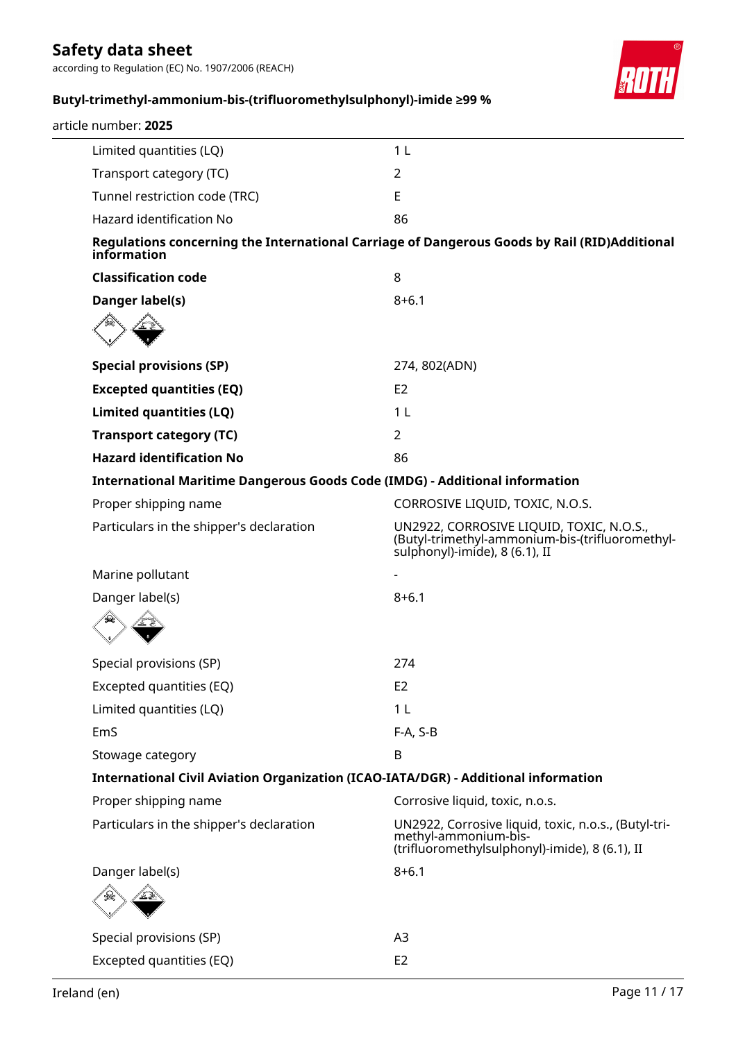| | |
|---|---|
| Limited quantities (LQ) | 1 L |
| Transport category (TC) | 2 |
| Tunnel restriction code (TRC) | E |
| Hazard identification No | 86 |

**Regulations concerning the International Carriage of Dangerous Goods by Rail (RID)Additional information**

| | |
|---|---|
| **Classification code** | 8 |
| **Danger label(s)** | 8+6.1 |

| | |
|---|---|
| **Special provisions (SP)** | 274, 802(ADN) |
| **Excepted quantities (EQ)** | E2 |
| **Limited quantities (LQ)** | 1 L |
| **Transport category (TC)** | 2 |
| **Hazard identification No** | 86 |

**International Maritime Dangerous Goods Code (IMDG) - Additional information**

| | |
|---|---|
| Proper shipping name | CORROSIVE LIQUID, TOXIC, N.O.S. |
| Particulars in the shipper's declaration | UN2922, CORROSIVE LIQUID, TOXIC, N.O.S., (Butyl-trimethyl-ammonium-bis-(trifluoromethyl-sulphonyl)-imide), 8 (6.1), II |
| Marine pollutant | - |
| Danger label(s) | 8+6.1 |

| | |
|---|---|
| Special provisions (SP) | 274 |
| Excepted quantities (EQ) | E2 |
| Limited quantities (LQ) | 1 L |
| EmS | F-A, S-B |
| Stowage category | B |

**International Civil Aviation Organization (ICAO-IATA/DGR) - Additional information**

| | |
|---|---|
| Proper shipping name | Corrosive liquid, toxic, n.o.s. |
| Particulars in the shipper's declaration | UN2922, Corrosive liquid, toxic, n.o.s., (Butyl-tri-methyl-ammonium-bis-(trifluoromethylsulphonyl)-imide), 8 (6.1), II |
| Danger label(s) | 8+6.1 |

| | |
|---|---|
| Special provisions (SP) | A3 |
| Excepted quantities (EQ) | E2 |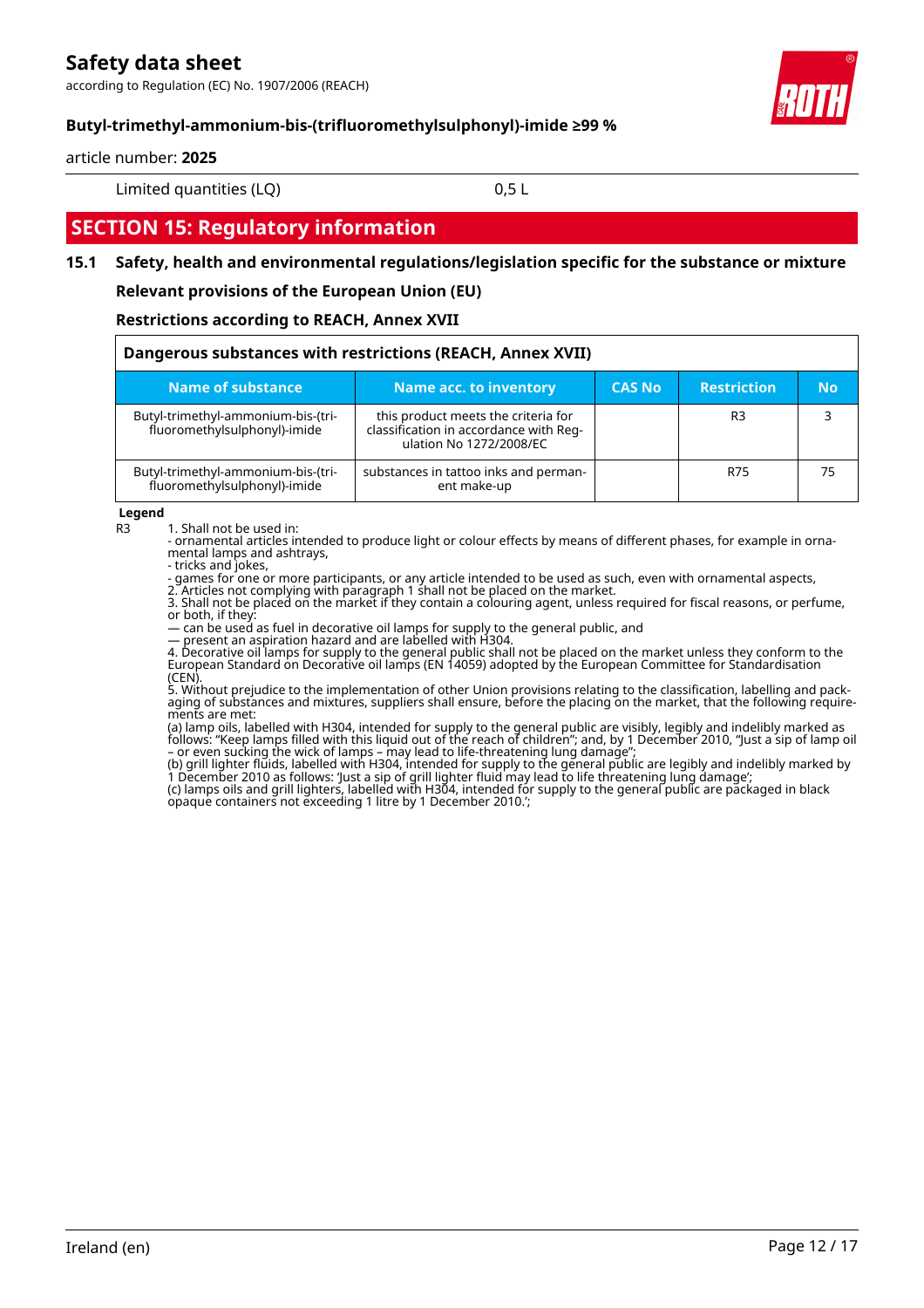| Limited quantities (LQ) | 0,5 L |
|---|---|

## SECTION 15: Regulatory information

### 15.1 Safety, health and environmental regulations/legislation specific for the substance or mixture

**Relevant provisions of the European Union (EU)**

**Restrictions according to REACH, Annex XVII**

**Dangerous substances with restrictions (REACH, Annex XVII)**

| Name of substance | Name acc. to inventory | CAS No | Restriction | No |
|---|---|---|---|---|
| Butyl-trimethyl-ammonium-bis-(trifluoromethylsulphonyl)-imide | this product meets the criteria for classification in accordance with Regulation No 1272/2008/EC | | R3 | 3 |
| Butyl-trimethyl-ammonium-bis-(trifluoromethylsulphonyl)-imide | substances in tattoo inks and permanent make-up | | R75 | 75 |

**Legend**

R3 1. Shall not be used in:
- ornamental articles intended to produce light or colour effects by means of different phases, for example in ornamental lamps and ashtrays,
- tricks and jokes,
- games for one or more participants, or any article intended to be used as such, even with ornamental aspects,
2. Articles not complying with paragraph 1 shall not be placed on the market.
3. Shall not be placed on the market if they contain a colouring agent, unless required for fiscal reasons, or perfume, or both, if they:
— can be used as fuel in decorative oil lamps for supply to the general public, and
— present an aspiration hazard and are labelled with H304.
4. Decorative oil lamps for supply to the general public shall not be placed on the market unless they conform to the European Standard on Decorative oil lamps (EN 14059) adopted by the European Committee for Standardisation (CEN).
5. Without prejudice to the implementation of other Union provisions relating to the classification, labelling and packaging of substances and mixtures, suppliers shall ensure, before the placing on the market, that the following requirements are met:
(a) lamp oils, labelled with H304, intended for supply to the general public are visibly, legibly and indelibly marked as follows: "Keep lamps filled with this liquid out of the reach of children"; and, by 1 December 2010, "Just a sip of lamp oil – or even sucking the wick of lamps – may lead to life-threatening lung damage";
(b) grill lighter fluids, labelled with H304, intended for supply to the general public are legibly and indelibly marked by 1 December 2010 as follows: 'Just a sip of grill lighter fluid may lead to life threatening lung damage';
(c) lamps oils and grill lighters, labelled with H304, intended for supply to the general public are packaged in black opaque containers not exceeding 1 litre by 1 December 2010.';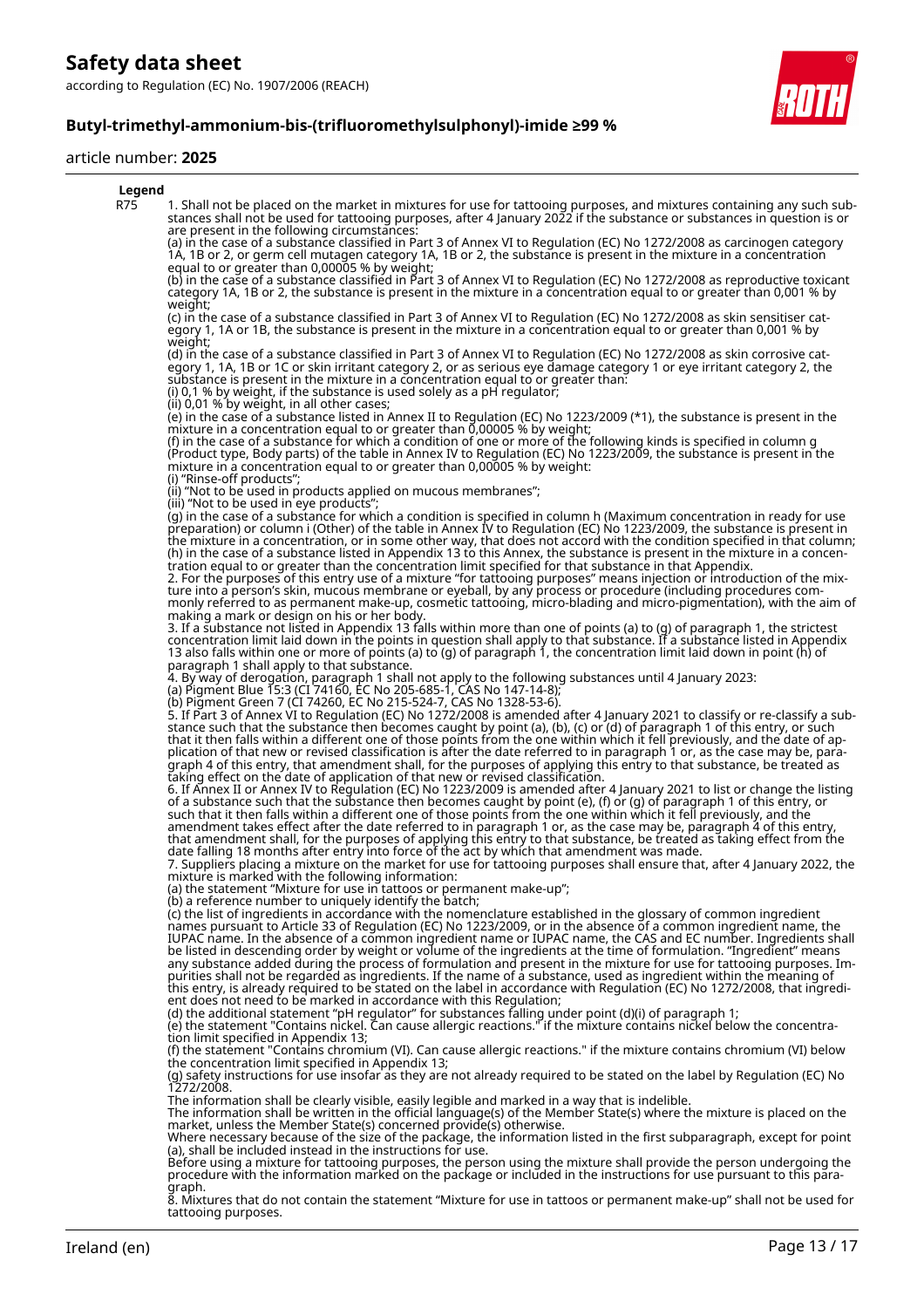**Legend**

| | |
|---|---|
| R75 | 1. Shall not be placed on the market in mixtures for use for tattooing purposes, and mixtures containing any such substances shall not be used for tattooing purposes, after 4 January 2022 if the substance or substances in question is or are present in the following circumstances: (a) in the case of a substance classified in Part 3 of Annex VI to Regulation (EC) No 1272/2008 as carcinogen category 1A, 1B or 2, or germ cell mutagen category 1A, 1B or 2, the substance is present in the mixture in a concentration equal to or greater than 0,00005 % by weight; (b) in the case of a substance classified in Part 3 of Annex VI to Regulation (EC) No 1272/2008 as reproductive toxicant category 1A, 1B or 2, the substance is present in the mixture in a concentration equal to or greater than 0,001 % by weight; (c) in the case of a substance classified in Part 3 of Annex VI to Regulation (EC) No 1272/2008 as skin sensitiser category 1, 1A or 1B, the substance is present in the mixture in a concentration equal to or greater than 0,001 % by weight; (d) in the case of a substance classified in Part 3 of Annex VI to Regulation (EC) No 1272/2008 as skin corrosive category 1, 1A, 1B or 1C or skin irritant category 2, or as serious eye damage category 1 or eye irritant category 2, the substance is present in the mixture in a concentration equal to or greater than: (i) 0,1 % by weight, if the substance is used solely as a pH regulator; (ii) 0,01 % by weight, in all other cases; (e) in the case of a substance listed in Annex II to Regulation (EC) No 1223/2009 (*1), the substance is present in the mixture in a concentration equal to or greater than 0,00005 % by weight; (f) in the case of a substance for which a condition of one or more of the following kinds is specified in column g (Product type, Body parts) of the table in Annex IV to Regulation (EC) No 1223/2009, the substance is present in the mixture in a concentration equal to or greater than 0,00005 % by weight: (i) "Rinse-off products"; (ii) "Not to be used in products applied on mucous membranes"; (iii) "Not to be used in eye products"; (g) in the case of a substance for which a condition is specified in column h (Maximum concentration in ready for use preparation) or column i (Other) of the table in Annex IV to Regulation (EC) No 1223/2009, the substance is present in the mixture in a concentration, or in some other way, that does not accord with the condition specified in that column; (h) in the case of a substance listed in Appendix 13 to this Annex, the substance is present in the mixture in a concentration equal to or greater than the concentration limit specified for that substance in that Appendix. 2. For the purposes of this entry use of a mixture "for tattooing purposes" means injection or introduction of the mixture into a person's skin, mucous membrane or eyeball, by any process or procedure (including procedures commonly referred to as permanent make-up, cosmetic tattooing, micro-blading and micro-pigmentation), with the aim of making a mark or design on his or her body. 3. If a substance not listed in Appendix 13 falls within more than one of points (a) to (g) of paragraph 1, the strictest concentration limit laid down in the points in question shall apply to that substance. If a substance listed in Appendix 13 also falls within one or more of points (a) to (g) of paragraph 1, the concentration limit laid down in point (h) of paragraph 1 shall apply to that substance. 4. By way of derogation, paragraph 1 shall not apply to the following substances until 4 January 2023: (a) Pigment Blue 15:3 (CI 74160, EC No 205-685-1, CAS No 147-14-8); (b) Pigment Green 7 (CI 74260, EC No 215-524-7, CAS No 1328-53-6). 5. If Part 3 of Annex VI to Regulation (EC) No 1272/2008 is amended after 4 January 2021 to classify or re-classify a substance such that the substance then becomes caught by point (a), (b), (c) or (d) of paragraph 1 of this entry, or such that it then falls within a different one of those points from the one within which it fell previously, and the date of application of that new or revised classification is after the date referred to in paragraph 1 or, as the case may be, paragraph 4 of this entry, that amendment shall, for the purposes of applying this entry to that substance, be treated as taking effect on the date of application of that new or revised classification. 6. If Annex II or Annex IV to Regulation (EC) No 1223/2009 is amended after 4 January 2021 to list or change the listing of a substance such that the substance then becomes caught by point (e), (f) or (g) of paragraph 1 of this entry, or such that it then falls within a different one of those points from the one within which it fell previously, and the amendment takes effect after the date referred to in paragraph 1 or, as the case may be, paragraph 4 of this entry, that amendment shall, for the purposes of applying this entry to that substance, be treated as taking effect from the date falling 18 months after entry into force of the act by which that amendment was made. 7. Suppliers placing a mixture on the market for use for tattooing purposes shall ensure that, after 4 January 2022, the mixture is marked with the following information: (a) the statement "Mixture for use in tattoos or permanent make-up"; (b) a reference number to uniquely identify the batch; (c) the list of ingredients in accordance with the nomenclature established in the glossary of common ingredient names pursuant to Article 33 of Regulation (EC) No 1223/2009, or in the absence of a common ingredient name, the IUPAC name. In the absence of a common ingredient name or IUPAC name, the CAS and EC number. Ingredients shall be listed in descending order by weight or volume of the ingredients at the time of formulation. "Ingredient" means any substance added during the process of formulation and present in the mixture for use for tattooing purposes. Impurities shall not be regarded as ingredients. If the name of a substance, used as ingredient within the meaning of this entry, is already required to be stated on the label in accordance with Regulation (EC) No 1272/2008, that ingredient does not need to be marked in accordance with this Regulation; (d) the additional statement "pH regulator" for substances falling under point (d)(i) of paragraph 1; (e) the statement "Contains nickel. Can cause allergic reactions." if the mixture contains nickel below the concentration limit specified in Appendix 13; (f) the statement "Contains chromium (VI). Can cause allergic reactions." if the mixture contains chromium (VI) below the concentration limit specified in Appendix 13; (g) safety instructions for use insofar as they are not already required to be stated on the label by Regulation (EC) No 1272/2008. The information shall be clearly visible, easily legible and marked in a way that is indelible. The information shall be written in the official language(s) of the Member State(s) where the mixture is placed on the market, unless the Member State(s) concerned provide(s) otherwise. Where necessary because of the size of the package, the information listed in the first subparagraph, except for point (a), shall be included instead in the instructions for use. Before using a mixture for tattooing purposes, the person using the mixture shall provide the person undergoing the procedure with the information marked on the package or included in the instructions for use pursuant to this paragraph. 8. Mixtures that do not contain the statement "Mixture for use in tattoos or permanent make-up" shall not be used for tattooing purposes. |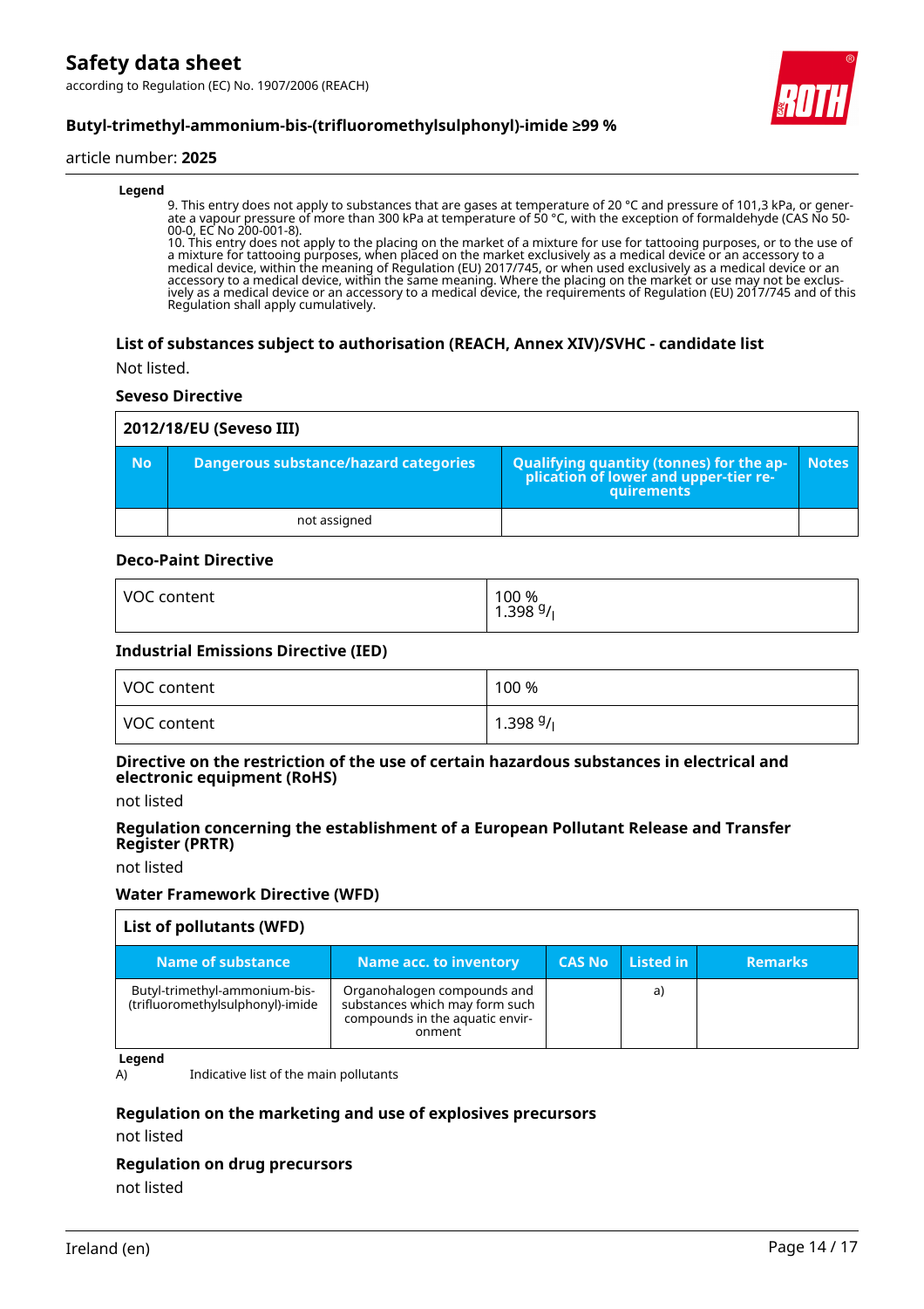**Legend**

9. This entry does not apply to substances that are gases at temperature of 20 °C and pressure of 101,3 kPa, or generate a vapour pressure of more than 300 kPa at temperature of 50 °C, with the exception of formaldehyde (CAS No 50-00-0, EC No 200-001-8).
10. This entry does not apply to the placing on the market of a mixture for use for tattooing purposes, or to the use of a mixture for tattooing purposes, when placed on the market exclusively as a medical device or an accessory to a medical device, within the meaning of Regulation (EU) 2017/745, or when used exclusively as a medical device or an accessory to a medical device, within the same meaning. Where the placing on the market or use may not be exclusively as a medical device or an accessory to a medical device, the requirements of Regulation (EU) 2017/745 and of this Regulation shall apply cumulatively.

### List of substances subject to authorisation (REACH, Annex XIV)/SVHC - candidate list

Not listed.

### Seveso Directive

| 2012/18/EU (Seveso III) | | | |
|---|---|---|---|
| No | Dangerous substance/hazard categories | Qualifying quantity (tonnes) for the application of lower and upper-tier requirements | Notes |
| | not assigned | | |

### Deco-Paint Directive

| VOC content | 100 %<br>1.398 $^{g}/_{l}$ |
|---|---|

### Industrial Emissions Directive (IED)

| VOC content | 100 % |
|---|---|
| VOC content | 1.398 $^{g}/_{l}$ |

### Directive on the restriction of the use of certain hazardous substances in electrical and electronic equipment (RoHS)

not listed

### Regulation concerning the establishment of a European Pollutant Release and Transfer Register (PRTR)

not listed

### Water Framework Directive (WFD)

| List of pollutants (WFD) | | | | |
|---|---|---|---|---|
| Name of substance | Name acc. to inventory | CAS No | Listed in | Remarks |
| Butyl-trimethyl-ammonium-bis-(trifluoromethylsulphonyl)-imide | Organohalogen compounds and substances which may form such compounds in the aquatic environment | | a) | |

**Legend**

A) Indicative list of the main pollutants

### Regulation on the marketing and use of explosives precursors

not listed

### Regulation on drug precursors

not listed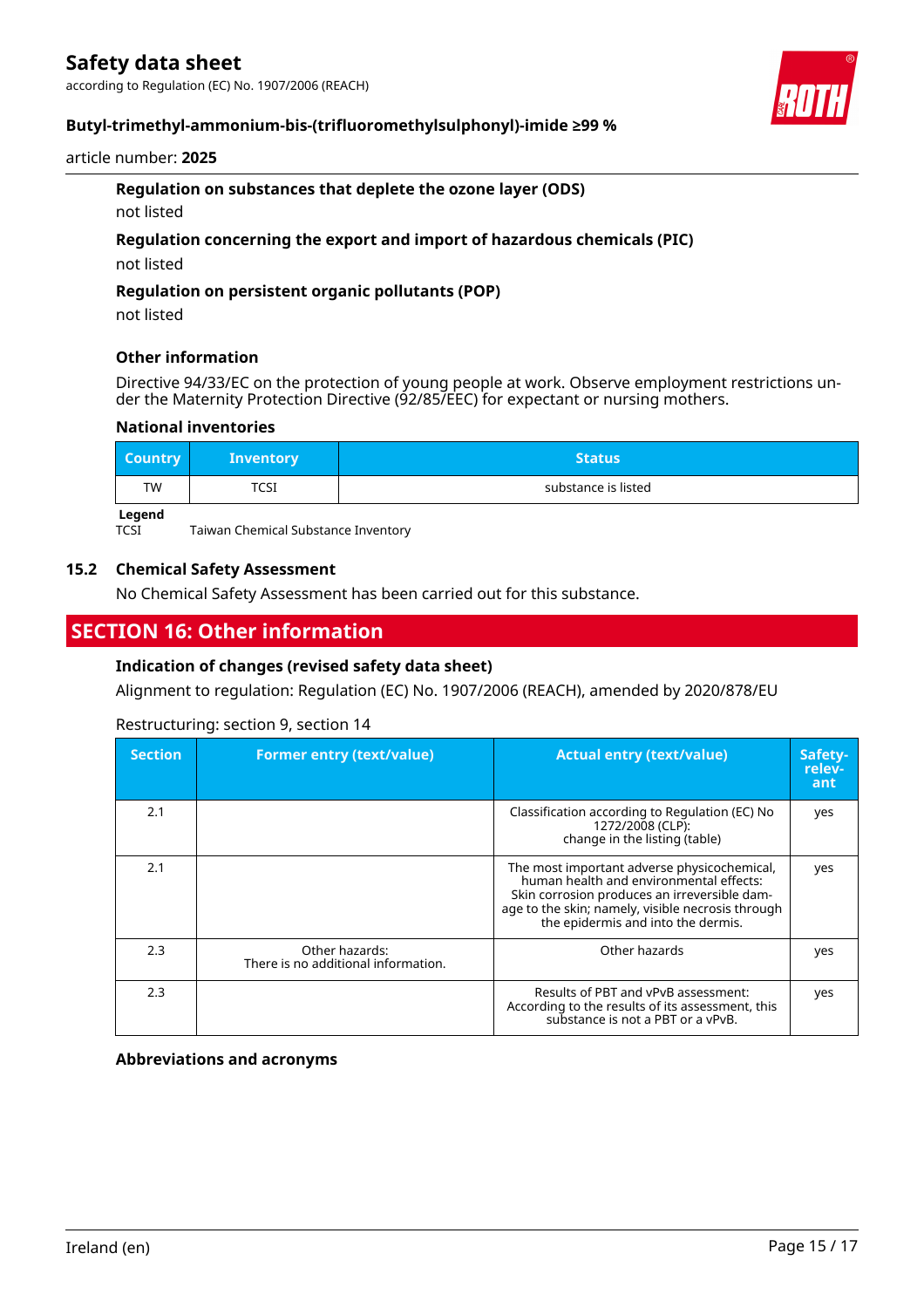#### Regulation on substances that deplete the ozone layer (ODS)

not listed

#### Regulation concerning the export and import of hazardous chemicals (PIC)

not listed

#### Regulation on persistent organic pollutants (POP)

not listed

#### Other information

Directive 94/33/EC on the protection of young people at work. Observe employment restrictions under the Maternity Protection Directive (92/85/EEC) for expectant or nursing mothers.

#### National inventories

| Country | Inventory | Status |
|---|---|---|
| TW | TCSI | substance is listed |

**Legend**

TCSI	Taiwan Chemical Substance Inventory

### 15.2 Chemical Safety Assessment

No Chemical Safety Assessment has been carried out for this substance.

## SECTION 16: Other information

#### Indication of changes (revised safety data sheet)

Alignment to regulation: Regulation (EC) No. 1907/2006 (REACH), amended by 2020/878/EU

Restructuring: section 9, section 14

| Section | Former entry (text/value) | Actual entry (text/value) | Safety-relevant |
|---|---|---|---|
| 2.1 | | Classification according to Regulation (EC) No 1272/2008 (CLP): change in the listing (table) | yes |
| 2.1 | | The most important adverse physicochemical, human health and environmental effects: Skin corrosion produces an irreversible damage to the skin; namely, visible necrosis through the epidermis and into the dermis. | yes |
| 2.3 | Other hazards: There is no additional information. | Other hazards | yes |
| 2.3 | | Results of PBT and vPvB assessment: According to the results of its assessment, this substance is not a PBT or a vPvB. | yes |

#### Abbreviations and acronyms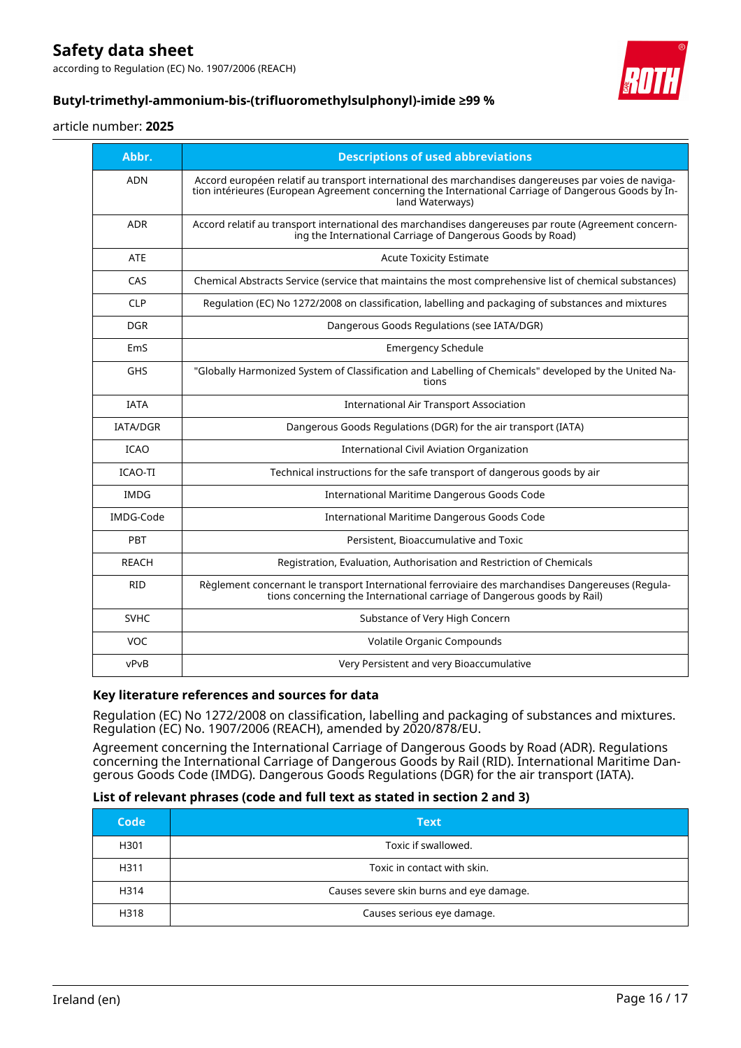| Abbr. | Descriptions of used abbreviations |
|---|---|
| ADN | Accord européen relatif au transport international des marchandises dangereuses par voies de navigation intérieures (European Agreement concerning the International Carriage of Dangerous Goods by Inland Waterways) |
| ADR | Accord relatif au transport international des marchandises dangereuses par route (Agreement concerning the International Carriage of Dangerous Goods by Road) |
| ATE | Acute Toxicity Estimate |
| CAS | Chemical Abstracts Service (service that maintains the most comprehensive list of chemical substances) |
| CLP | Regulation (EC) No 1272/2008 on classification, labelling and packaging of substances and mixtures |
| DGR | Dangerous Goods Regulations (see IATA/DGR) |
| EmS | Emergency Schedule |
| GHS | "Globally Harmonized System of Classification and Labelling of Chemicals" developed by the United Nations |
| IATA | International Air Transport Association |
| IATA/DGR | Dangerous Goods Regulations (DGR) for the air transport (IATA) |
| ICAO | International Civil Aviation Organization |
| ICAO-TI | Technical instructions for the safe transport of dangerous goods by air |
| IMDG | International Maritime Dangerous Goods Code |
| IMDG-Code | International Maritime Dangerous Goods Code |
| PBT | Persistent, Bioaccumulative and Toxic |
| REACH | Registration, Evaluation, Authorisation and Restriction of Chemicals |
| RID | Règlement concernant le transport International ferroviaire des marchandises Dangereuses (Regulations concerning the International carriage of Dangerous goods by Rail) |
| SVHC | Substance of Very High Concern |
| VOC | Volatile Organic Compounds |
| vPvB | Very Persistent and very Bioaccumulative |

### Key literature references and sources for data

Regulation (EC) No 1272/2008 on classification, labelling and packaging of substances and mixtures. Regulation (EC) No. 1907/2006 (REACH), amended by 2020/878/EU.

Agreement concerning the International Carriage of Dangerous Goods by Road (ADR). Regulations concerning the International Carriage of Dangerous Goods by Rail (RID). International Maritime Dangerous Goods Code (IMDG). Dangerous Goods Regulations (DGR) for the air transport (IATA).

### List of relevant phrases (code and full text as stated in section 2 and 3)

| Code | Text |
|---|---|
| H301 | Toxic if swallowed. |
| H311 | Toxic in contact with skin. |
| H314 | Causes severe skin burns and eye damage. |
| H318 | Causes serious eye damage. |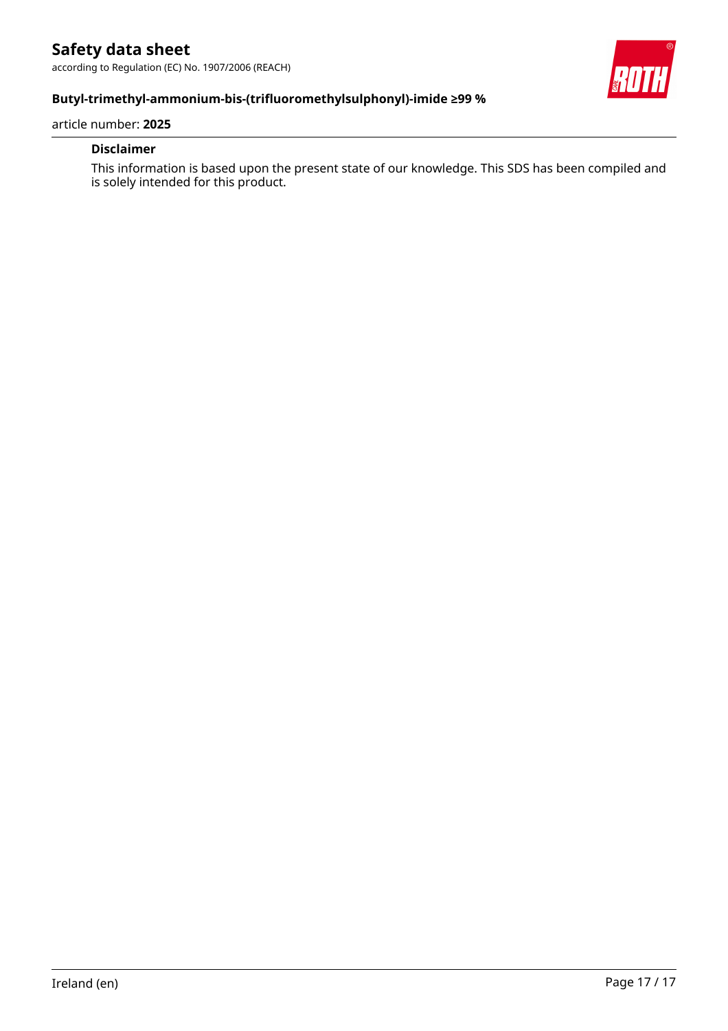### Disclaimer

This information is based upon the present state of our knowledge. This SDS has been compiled and is solely intended for this product.